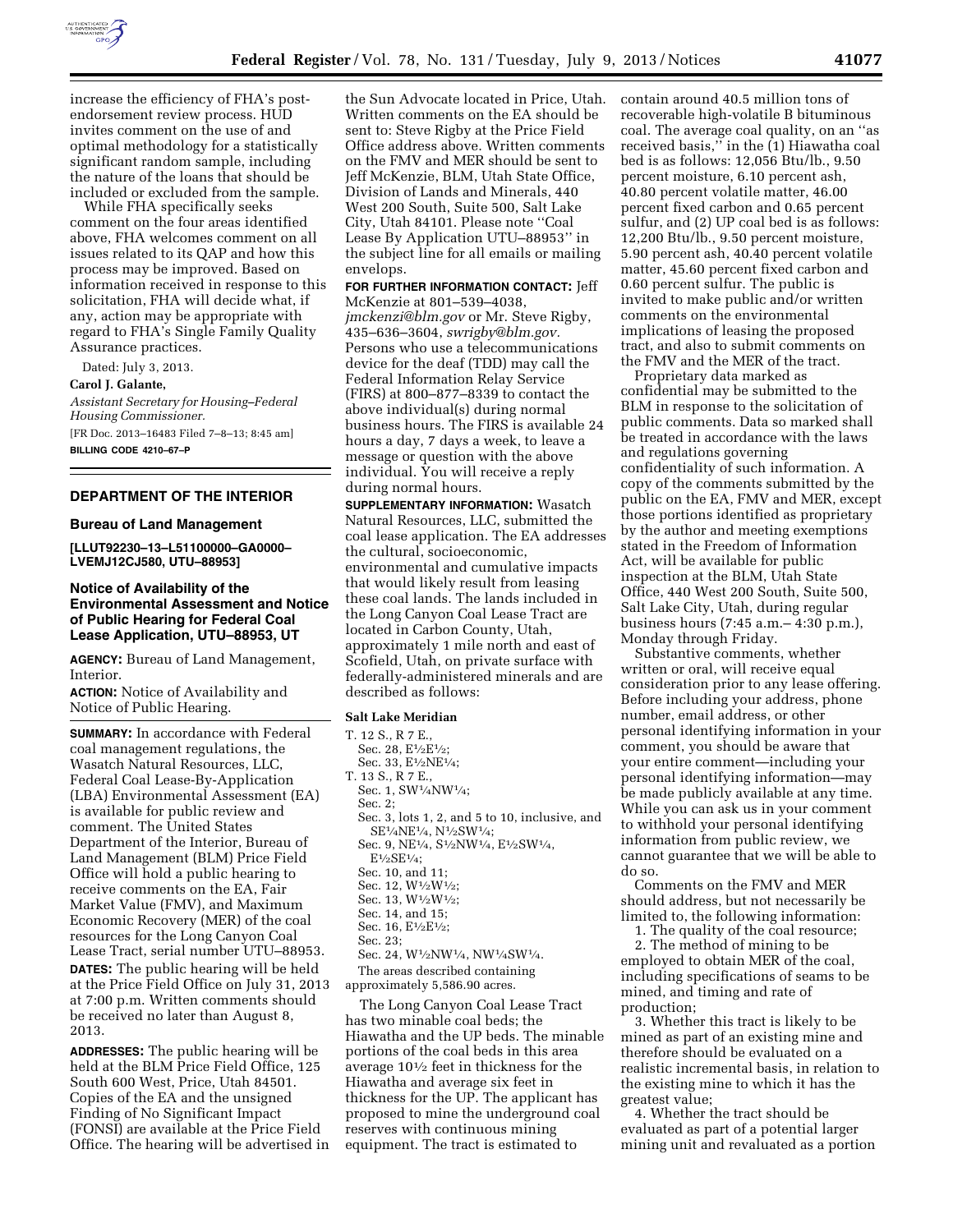increase the efficiency of FHA's post-endorsement review process. HUD invites comment on the use of and optimal methodology for a statistically significant random sample, including the nature of the loans that should be included or excluded from the sample.

While FHA specifically seeks comment on the four areas identified above, FHA welcomes comment on all issues related to its QAP and how this process may be improved. Based on information received in response to this solicitation, FHA will decide what, if any, action may be appropriate with regard to FHA's Single Family Quality Assurance practices.

Dated: July 3, 2013.

**Carol J. Galante,**

*Assistant Secretary for Housing–Federal Housing Commissioner.*

[FR Doc. 2013–16483 Filed 7–8–13; 8:45 am]

**BILLING CODE 4210–67–P**

## DEPARTMENT OF THE INTERIOR

### Bureau of Land Management

**[LLUT92230–13–L51100000–GA0000–LVEMJ12CJ580, UTU–88953]**

### Notice of Availability of the Environmental Assessment and Notice of Public Hearing for Federal Coal Lease Application, UTU–88953, UT

**AGENCY:** Bureau of Land Management, Interior.

**ACTION:** Notice of Availability and Notice of Public Hearing.

**SUMMARY:** In accordance with Federal coal management regulations, the Wasatch Natural Resources, LLC, Federal Coal Lease-By-Application (LBA) Environmental Assessment (EA) is available for public review and comment. The United States Department of the Interior, Bureau of Land Management (BLM) Price Field Office will hold a public hearing to receive comments on the EA, Fair Market Value (FMV), and Maximum Economic Recovery (MER) of the coal resources for the Long Canyon Coal Lease Tract, serial number UTU–88953.

**DATES:** The public hearing will be held at the Price Field Office on July 31, 2013 at 7:00 p.m. Written comments should be received no later than August 8, 2013.

**ADDRESSES:** The public hearing will be held at the BLM Price Field Office, 125 South 600 West, Price, Utah 84501. Copies of the EA and the unsigned Finding of No Significant Impact (FONSI) are available at the Price Field Office. The hearing will be advertised in the Sun Advocate located in Price, Utah. Written comments on the EA should be sent to: Steve Rigby at the Price Field Office address above. Written comments on the FMV and MER should be sent to Jeff McKenzie, BLM, Utah State Office, Division of Lands and Minerals, 440 West 200 South, Suite 500, Salt Lake City, Utah 84101. Please note ''Coal Lease By Application UTU–88953'' in the subject line for all emails or mailing envelops.

**FOR FURTHER INFORMATION CONTACT:** Jeff McKenzie at 801–539–4038, *jmckenzi@blm.gov* or Mr. Steve Rigby, 435–636–3604, *swrigby@blm.gov*. Persons who use a telecommunications device for the deaf (TDD) may call the Federal Information Relay Service (FIRS) at 800–877–8339 to contact the above individual(s) during normal business hours. The FIRS is available 24 hours a day, 7 days a week, to leave a message or question with the above individual. You will receive a reply during normal hours.

**SUPPLEMENTARY INFORMATION:** Wasatch Natural Resources, LLC, submitted the coal lease application. The EA addresses the cultural, socioeconomic, environmental and cumulative impacts that would likely result from leasing these coal lands. The lands included in the Long Canyon Coal Lease Tract are located in Carbon County, Utah, approximately 1 mile north and east of Scofield, Utah, on private surface with federally-administered minerals and are described as follows:

**Salt Lake Meridian**

T. 12 S., R 7 E.,
  Sec. 28, E½E½;
  Sec. 33, E½NE¼;
T. 13 S., R 7 E.,
  Sec. 1, SW¼NW¼;
  Sec. 2;
  Sec. 3, lots 1, 2, and 5 to 10, inclusive, and SE¼NE¼, N½SW¼;
  Sec. 9, NE¼, S½NW¼, E½SW¼, E½SE¼;
  Sec. 10, and 11;
  Sec. 12, W½W½;
  Sec. 13, W½W½;
  Sec. 14, and 15;
  Sec. 16, E½E½;
  Sec. 23;
  Sec. 24, W½NW¼, NW¼SW¼.

The areas described containing approximately 5,586.90 acres.

The Long Canyon Coal Lease Tract has two minable coal beds; the Hiawatha and the UP beds. The minable portions of the coal beds in this area average 10½ feet in thickness for the Hiawatha and average six feet in thickness for the UP. The applicant has proposed to mine the underground coal reserves with continuous mining equipment. The tract is estimated to contain around 40.5 million tons of recoverable high-volatile B bituminous coal. The average coal quality, on an ''as received basis,'' in the (1) Hiawatha coal bed is as follows: 12,056 Btu/lb., 9.50 percent moisture, 6.10 percent ash, 40.80 percent volatile matter, 46.00 percent fixed carbon and 0.65 percent sulfur, and (2) UP coal bed is as follows: 12,200 Btu/lb., 9.50 percent moisture, 5.90 percent ash, 40.40 percent volatile matter, 45.60 percent fixed carbon and 0.60 percent sulfur. The public is invited to make public and/or written comments on the environmental implications of leasing the proposed tract, and also to submit comments on the FMV and the MER of the tract.

Proprietary data marked as confidential may be submitted to the BLM in response to the solicitation of public comments. Data so marked shall be treated in accordance with the laws and regulations governing confidentiality of such information. A copy of the comments submitted by the public on the EA, FMV and MER, except those portions identified as proprietary by the author and meeting exemptions stated in the Freedom of Information Act, will be available for public inspection at the BLM, Utah State Office, 440 West 200 South, Suite 500, Salt Lake City, Utah, during regular business hours (7:45 a.m.– 4:30 p.m.), Monday through Friday.

Substantive comments, whether written or oral, will receive equal consideration prior to any lease offering. Before including your address, phone number, email address, or other personal identifying information in your comment, you should be aware that your entire comment—including your personal identifying information—may be made publicly available at any time. While you can ask us in your comment to withhold your personal identifying information from public review, we cannot guarantee that we will be able to do so.

Comments on the FMV and MER should address, but not necessarily be limited to, the following information:

1. The quality of the coal resource;
2. The method of mining to be employed to obtain MER of the coal, including specifications of seams to be mined, and timing and rate of production;
3. Whether this tract is likely to be mined as part of an existing mine and therefore should be evaluated on a realistic incremental basis, in relation to the existing mine to which it has the greatest value;
4. Whether the tract should be evaluated as part of a potential larger mining unit and reevaluated as a portion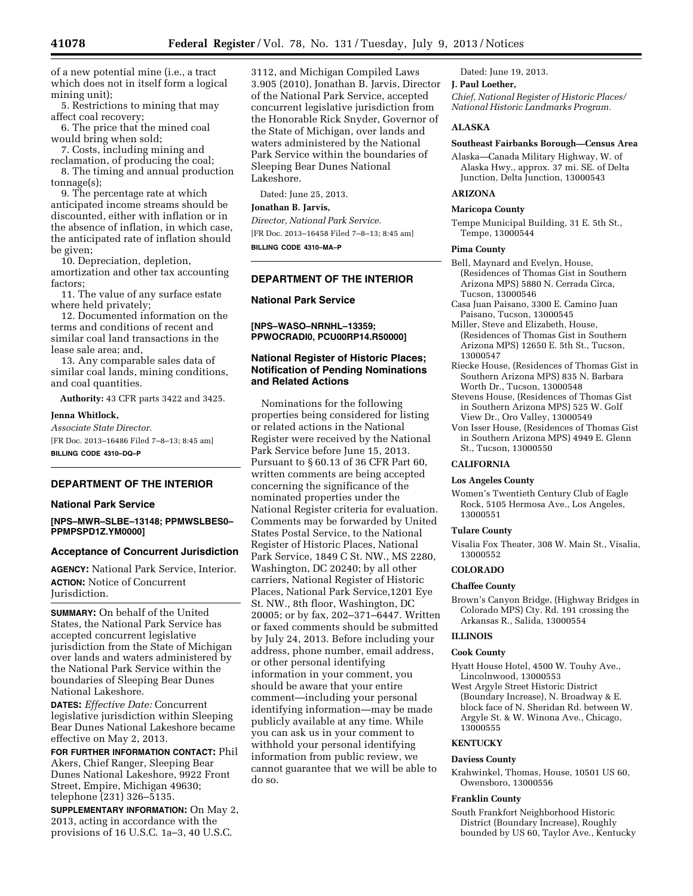of a new potential mine (i.e., a tract which does not in itself form a logical mining unit);

5. Restrictions to mining that may affect coal recovery;

6. The price that the mined coal would bring when sold;

7. Costs, including mining and reclamation, of producing the coal;

8. The timing and annual production tonnage(s);

9. The percentage rate at which anticipated income streams should be discounted, either with inflation or in the absence of inflation, in which case, the anticipated rate of inflation should be given;

10. Depreciation, depletion, amortization and other tax accounting factors;

11. The value of any surface estate where held privately;

12. Documented information on the terms and conditions of recent and similar coal land transactions in the lease sale area; and,

13. Any comparable sales data of similar coal lands, mining conditions, and coal quantities.

**Authority:** 43 CFR parts 3422 and 3425.

**Jenna Whitlock,**

*Associate State Director.*

[FR Doc. 2013–16486 Filed 7–8–13; 8:45 am]

**BILLING CODE 4310–DQ–P**

---

## DEPARTMENT OF THE INTERIOR

### National Park Service

**[NPS–MWR–SLBE–13148; PPMWSLBES0–PPMPSPD1Z.YM0000]**

### Acceptance of Concurrent Jurisdiction

**AGENCY:** National Park Service, Interior.

**ACTION:** Notice of Concurrent Jurisdiction.

**SUMMARY:** On behalf of the United States, the National Park Service has accepted concurrent legislative jurisdiction from the State of Michigan over lands and waters administered by the National Park Service within the boundaries of Sleeping Bear Dunes National Lakeshore.

**DATES:** *Effective Date:* Concurrent legislative jurisdiction within Sleeping Bear Dunes National Lakeshore became effective on May 2, 2013.

**FOR FURTHER INFORMATION CONTACT:** Phil Akers, Chief Ranger, Sleeping Bear Dunes National Lakeshore, 9922 Front Street, Empire, Michigan 49630; telephone (231) 326–5135.

**SUPPLEMENTARY INFORMATION:** On May 2, 2013, acting in accordance with the provisions of 16 U.S.C. 1a–3, 40 U.S.C. 3112, and Michigan Compiled Laws 3.905 (2010), Jonathan B. Jarvis, Director of the National Park Service, accepted concurrent legislative jurisdiction from the Honorable Rick Snyder, Governor of the State of Michigan, over lands and waters administered by the National Park Service within the boundaries of Sleeping Bear Dunes National Lakeshore.

Dated: June 25, 2013.

**Jonathan B. Jarvis,**

*Director, National Park Service.*

[FR Doc. 2013–16458 Filed 7–8–13; 8:45 am]

**BILLING CODE 4310–MA–P**

---

## DEPARTMENT OF THE INTERIOR

### National Park Service

**[NPS–WASO–NRNHL–13359; PPWOCRADI0, PCU00RP14.R50000]**

### National Register of Historic Places; Notification of Pending Nominations and Related Actions

Nominations for the following properties being considered for listing or related actions in the National Register were received by the National Park Service before June 15, 2013. Pursuant to § 60.13 of 36 CFR Part 60, written comments are being accepted concerning the significance of the nominated properties under the National Register criteria for evaluation. Comments may be forwarded by United States Postal Service, to the National Register of Historic Places, National Park Service, 1849 C St. NW., MS 2280, Washington, DC 20240; by all other carriers, National Register of Historic Places, National Park Service,1201 Eye St. NW., 8th floor, Washington, DC 20005; or by fax, 202–371–6447. Written or faxed comments should be submitted by July 24, 2013. Before including your address, phone number, email address, or other personal identifying information in your comment, you should be aware that your entire comment—including your personal identifying information—may be made publicly available at any time. While you can ask us in your comment to withhold your personal identifying information from public review, we cannot guarantee that we will be able to do so.

Dated: June 19, 2013.

**J. Paul Loether,**

*Chief, National Register of Historic Places/ National Historic Landmarks Program.*

#### ALASKA

**Southeast Fairbanks Borough—Census Area**

Alaska—Canada Military Highway, W. of Alaska Hwy., approx. 37 mi. SE. of Delta Junction, Delta Junction, 13000543

#### ARIZONA

**Maricopa County**

Tempe Municipal Building, 31 E. 5th St., Tempe, 13000544

**Pima County**

Bell, Maynard and Evelyn, House, (Residences of Thomas Gist in Southern Arizona MPS) 5880 N. Cerrada Circa, Tucson, 13000546

Casa Juan Paisano, 3300 E. Camino Juan Paisano, Tucson, 13000545

Miller, Steve and Elizabeth, House, (Residences of Thomas Gist in Southern Arizona MPS) 12650 E. 5th St., Tucson, 13000547

Riecke House, (Residences of Thomas Gist in Southern Arizona MPS) 835 N. Barbara Worth Dr., Tucson, 13000548

Stevens House, (Residences of Thomas Gist in Southern Arizona MPS) 525 W. Golf View Dr., Oro Valley, 13000549

Von Isser House, (Residences of Thomas Gist in Southern Arizona MPS) 4949 E. Glenn St., Tucson, 13000550

#### CALIFORNIA

**Los Angeles County**

Women's Twentieth Century Club of Eagle Rock, 5105 Hermosa Ave., Los Angeles, 13000551

**Tulare County**

Visalia Fox Theater, 308 W. Main St., Visalia, 13000552

#### COLORADO

**Chaffee County**

Brown's Canyon Bridge, (Highway Bridges in Colorado MPS) Cty. Rd. 191 crossing the Arkansas R., Salida, 13000554

#### ILLINOIS

**Cook County**

Hyatt House Hotel, 4500 W. Touhy Ave., Lincolnwood, 13000553

West Argyle Street Historic District (Boundary Increase), N. Broadway & E. block face of N. Sheridan Rd. between W. Argyle St. & W. Winona Ave., Chicago, 13000555

#### KENTUCKY

**Daviess County**

Krahwinkel, Thomas, House, 10501 US 60, Owensboro, 13000556

**Franklin County**

South Frankfort Neighborhood Historic District (Boundary Increase), Roughly bounded by US 60, Taylor Ave., Kentucky